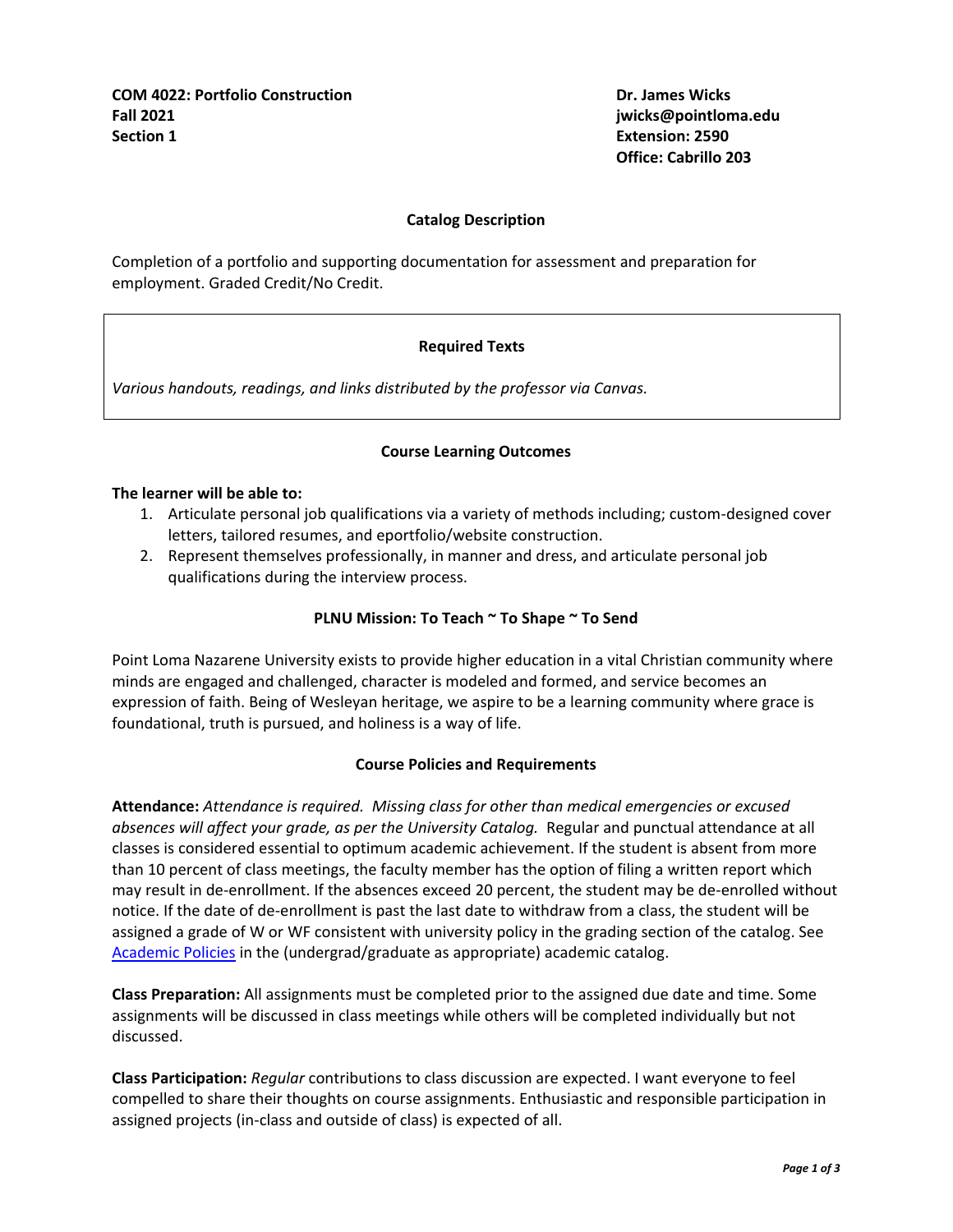**COM 4022: Portfolio Construction**
**Fall 2021**
**Section 1**

**Dr. James Wicks**
**jwicks@pointloma.edu**
**Extension: 2590**
**Office: Cabrillo 203**

## Catalog Description

Completion of a portfolio and supporting documentation for assessment and preparation for employment. Graded Credit/No Credit.

## Required Texts

*Various handouts, readings, and links distributed by the professor via Canvas.*

## Course Learning Outcomes

**The learner will be able to:**

1. Articulate personal job qualifications via a variety of methods including; custom-designed cover letters, tailored resumes, and eportfolio/website construction.
2. Represent themselves professionally, in manner and dress, and articulate personal job qualifications during the interview process.

## PLNU Mission: To Teach ~ To Shape ~ To Send

Point Loma Nazarene University exists to provide higher education in a vital Christian community where minds are engaged and challenged, character is modeled and formed, and service becomes an expression of faith. Being of Wesleyan heritage, we aspire to be a learning community where grace is foundational, truth is pursued, and holiness is a way of life.

## Course Policies and Requirements

**Attendance:** *Attendance is required. Missing class for other than medical emergencies or excused absences will affect your grade, as per the University Catalog.* Regular and punctual attendance at all classes is considered essential to optimum academic achievement. If the student is absent from more than 10 percent of class meetings, the faculty member has the option of filing a written report which may result in de-enrollment. If the absences exceed 20 percent, the student may be de-enrolled without notice. If the date of de-enrollment is past the last date to withdraw from a class, the student will be assigned a grade of W or WF consistent with university policy in the grading section of the catalog. See Academic Policies in the (undergrad/graduate as appropriate) academic catalog.

**Class Preparation:** All assignments must be completed prior to the assigned due date and time. Some assignments will be discussed in class meetings while others will be completed individually but not discussed.

**Class Participation:** *Regular* contributions to class discussion are expected. I want everyone to feel compelled to share their thoughts on course assignments. Enthusiastic and responsible participation in assigned projects (in-class and outside of class) is expected of all.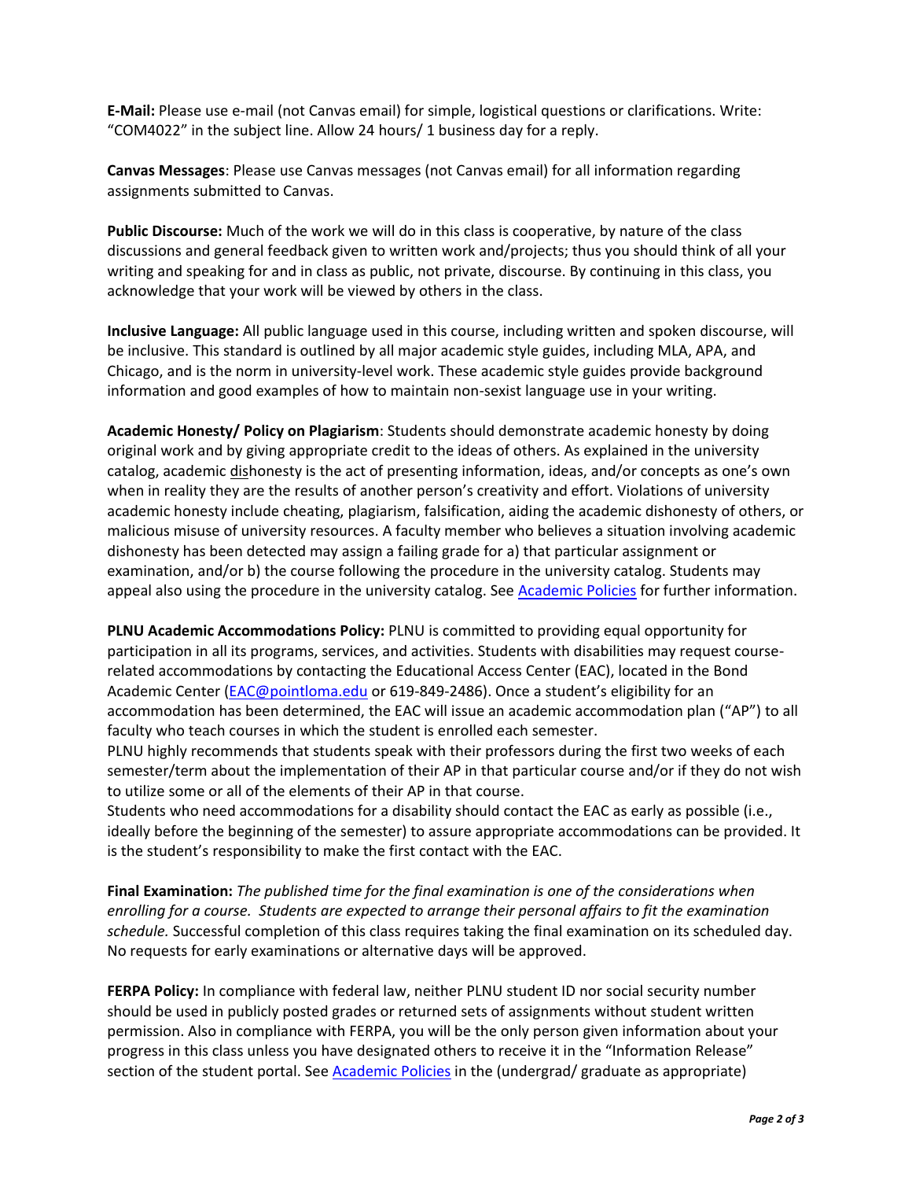**E-Mail:** Please use e-mail (not Canvas email) for simple, logistical questions or clarifications. Write: "COM4022" in the subject line. Allow 24 hours/ 1 business day for a reply.

**Canvas Messages**: Please use Canvas messages (not Canvas email) for all information regarding assignments submitted to Canvas.

**Public Discourse:** Much of the work we will do in this class is cooperative, by nature of the class discussions and general feedback given to written work and/projects; thus you should think of all your writing and speaking for and in class as public, not private, discourse. By continuing in this class, you acknowledge that your work will be viewed by others in the class.

**Inclusive Language:** All public language used in this course, including written and spoken discourse, will be inclusive. This standard is outlined by all major academic style guides, including MLA, APA, and Chicago, and is the norm in university-level work. These academic style guides provide background information and good examples of how to maintain non-sexist language use in your writing.

**Academic Honesty/ Policy on Plagiarism**: Students should demonstrate academic honesty by doing original work and by giving appropriate credit to the ideas of others. As explained in the university catalog, academic dishonesty is the act of presenting information, ideas, and/or concepts as one's own when in reality they are the results of another person's creativity and effort. Violations of university academic honesty include cheating, plagiarism, falsification, aiding the academic dishonesty of others, or malicious misuse of university resources. A faculty member who believes a situation involving academic dishonesty has been detected may assign a failing grade for a) that particular assignment or examination, and/or b) the course following the procedure in the university catalog. Students may appeal also using the procedure in the university catalog. See Academic Policies for further information.

**PLNU Academic Accommodations Policy:** PLNU is committed to providing equal opportunity for participation in all its programs, services, and activities. Students with disabilities may request course-related accommodations by contacting the Educational Access Center (EAC), located in the Bond Academic Center (EAC@pointloma.edu or 619-849-2486). Once a student's eligibility for an accommodation has been determined, the EAC will issue an academic accommodation plan ("AP") to all faculty who teach courses in which the student is enrolled each semester.
PLNU highly recommends that students speak with their professors during the first two weeks of each semester/term about the implementation of their AP in that particular course and/or if they do not wish to utilize some or all of the elements of their AP in that course.
Students who need accommodations for a disability should contact the EAC as early as possible (i.e., ideally before the beginning of the semester) to assure appropriate accommodations can be provided. It is the student's responsibility to make the first contact with the EAC.

**Final Examination:** *The published time for the final examination is one of the considerations when enrolling for a course. Students are expected to arrange their personal affairs to fit the examination schedule.* Successful completion of this class requires taking the final examination on its scheduled day. No requests for early examinations or alternative days will be approved.

**FERPA Policy:** In compliance with federal law, neither PLNU student ID nor social security number should be used in publicly posted grades or returned sets of assignments without student written permission. Also in compliance with FERPA, you will be the only person given information about your progress in this class unless you have designated others to receive it in the "Information Release" section of the student portal. See Academic Policies in the (undergrad/ graduate as appropriate)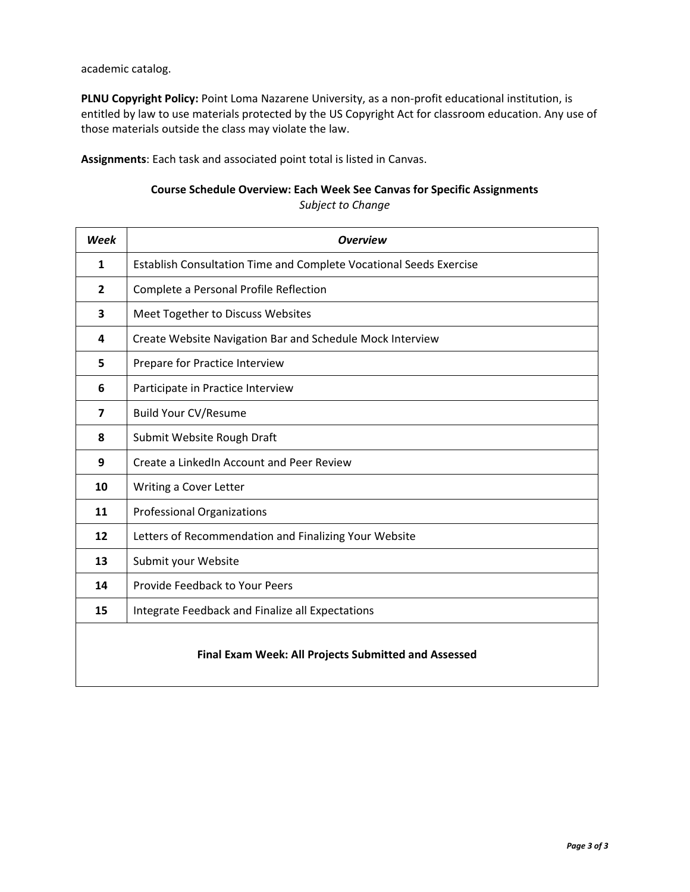academic catalog.

**PLNU Copyright Policy:** Point Loma Nazarene University, as a non-profit educational institution, is entitled by law to use materials protected by the US Copyright Act for classroom education. Any use of those materials outside the class may violate the law.

**Assignments**: Each task and associated point total is listed in Canvas.

**Course Schedule Overview: Each Week See Canvas for Specific Assignments**

*Subject to Change*

| ***Week*** | ***Overview*** |
|---|---|
| **1** | Establish Consultation Time and Complete Vocational Seeds Exercise |
| **2** | Complete a Personal Profile Reflection |
| **3** | Meet Together to Discuss Websites |
| **4** | Create Website Navigation Bar and Schedule Mock Interview |
| **5** | Prepare for Practice Interview |
| **6** | Participate in Practice Interview |
| **7** | Build Your CV/Resume |
| **8** | Submit Website Rough Draft |
| **9** | Create a LinkedIn Account and Peer Review |
| **10** | Writing a Cover Letter |
| **11** | Professional Organizations |
| **12** | Letters of Recommendation and Finalizing Your Website |
| **13** | Submit your Website |
| **14** | Provide Feedback to Your Peers |
| **15** | Integrate Feedback and Finalize all Expectations |
| **Final Exam Week: All Projects Submitted and Assessed** | |